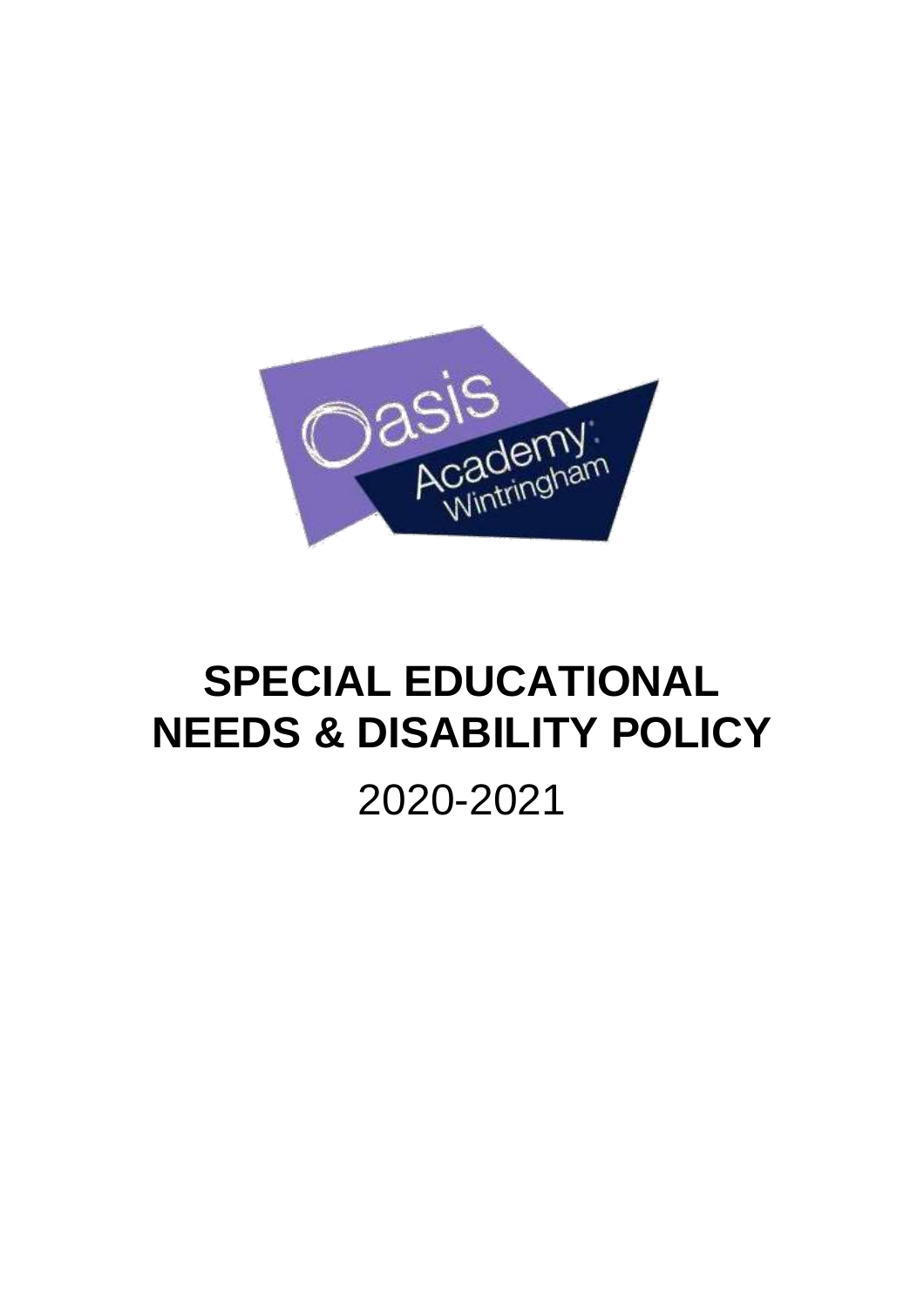# SPECIAL EDUCATIONAL NEEDS & DISABILITY POLICY

2020-2021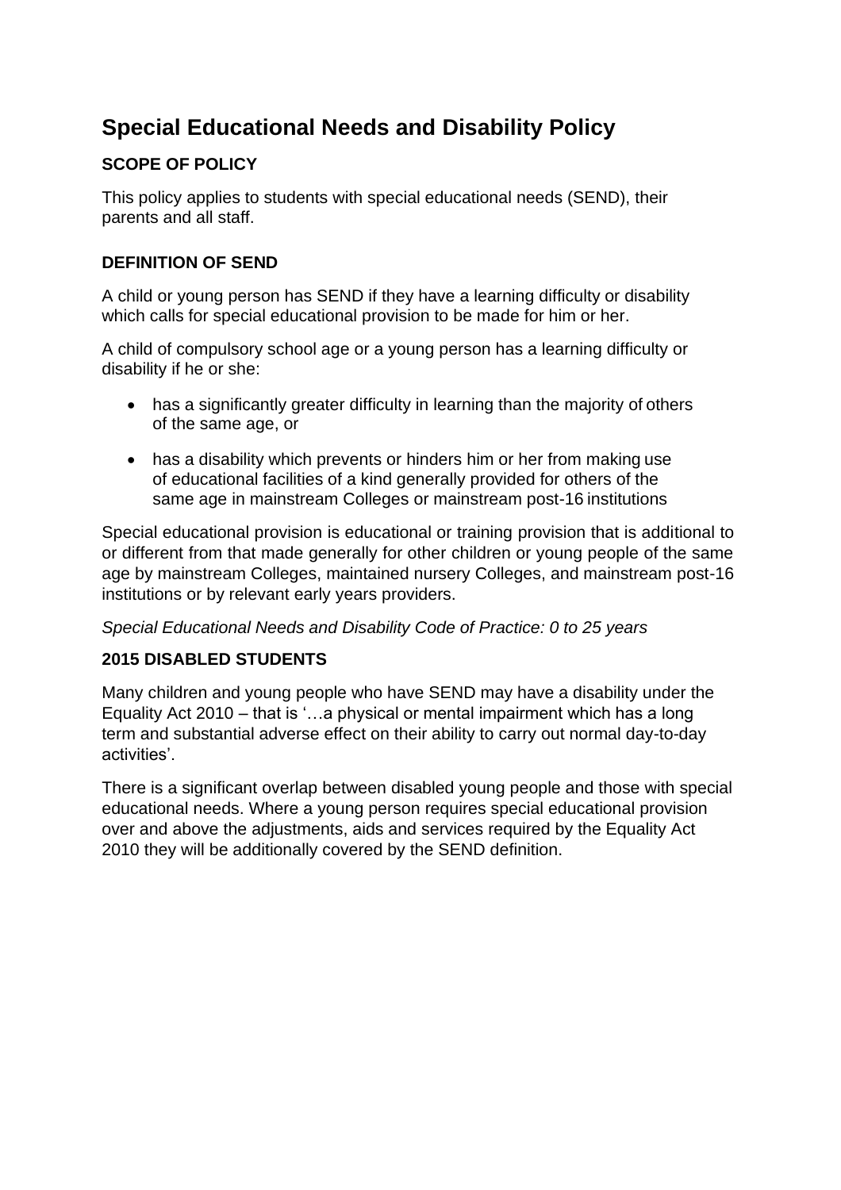# Special Educational Needs and Disability Policy

## SCOPE OF POLICY

This policy applies to students with special educational needs (SEND), their parents and all staff.

## DEFINITION OF SEND

A child or young person has SEND if they have a learning difficulty or disability which calls for special educational provision to be made for him or her.

A child of compulsory school age or a young person has a learning difficulty or disability if he or she:

- has a significantly greater difficulty in learning than the majority of others of the same age, or
- has a disability which prevents or hinders him or her from making use of educational facilities of a kind generally provided for others of the same age in mainstream Colleges or mainstream post-16 institutions

Special educational provision is educational or training provision that is additional to or different from that made generally for other children or young people of the same age by mainstream Colleges, maintained nursery Colleges, and mainstream post-16 institutions or by relevant early years providers.

*Special Educational Needs and Disability Code of Practice: 0 to 25 years*

## 2015 DISABLED STUDENTS

Many children and young people who have SEND may have a disability under the Equality Act 2010 – that is '…a physical or mental impairment which has a long term and substantial adverse effect on their ability to carry out normal day-to-day activities'.

There is a significant overlap between disabled young people and those with special educational needs. Where a young person requires special educational provision over and above the adjustments, aids and services required by the Equality Act 2010 they will be additionally covered by the SEND definition.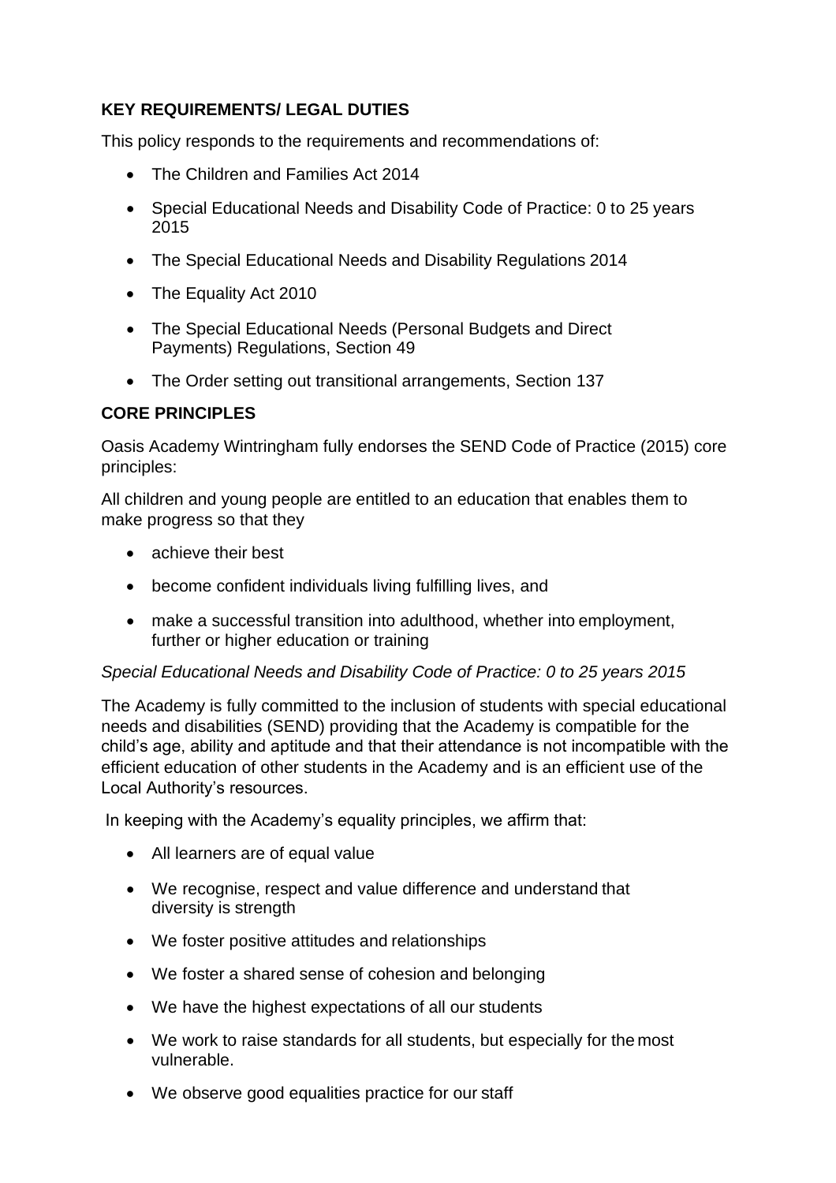**KEY REQUIREMENTS/ LEGAL DUTIES**

This policy responds to the requirements and recommendations of:

- The Children and Families Act 2014
- Special Educational Needs and Disability Code of Practice: 0 to 25 years 2015
- The Special Educational Needs and Disability Regulations 2014
- The Equality Act 2010
- The Special Educational Needs (Personal Budgets and Direct Payments) Regulations, Section 49
- The Order setting out transitional arrangements, Section 137

**CORE PRINCIPLES**

Oasis Academy Wintringham fully endorses the SEND Code of Practice (2015) core principles:

All children and young people are entitled to an education that enables them to make progress so that they

- achieve their best
- become confident individuals living fulfilling lives, and
- make a successful transition into adulthood, whether into employment, further or higher education or training

*Special Educational Needs and Disability Code of Practice: 0 to 25 years 2015*

The Academy is fully committed to the inclusion of students with special educational needs and disabilities (SEND) providing that the Academy is compatible for the child's age, ability and aptitude and that their attendance is not incompatible with the efficient education of other students in the Academy and is an efficient use of the Local Authority's resources.

In keeping with the Academy's equality principles, we affirm that:

- All learners are of equal value
- We recognise, respect and value difference and understand that diversity is strength
- We foster positive attitudes and relationships
- We foster a shared sense of cohesion and belonging
- We have the highest expectations of all our students
- We work to raise standards for all students, but especially for the most vulnerable.
- We observe good equalities practice for our staff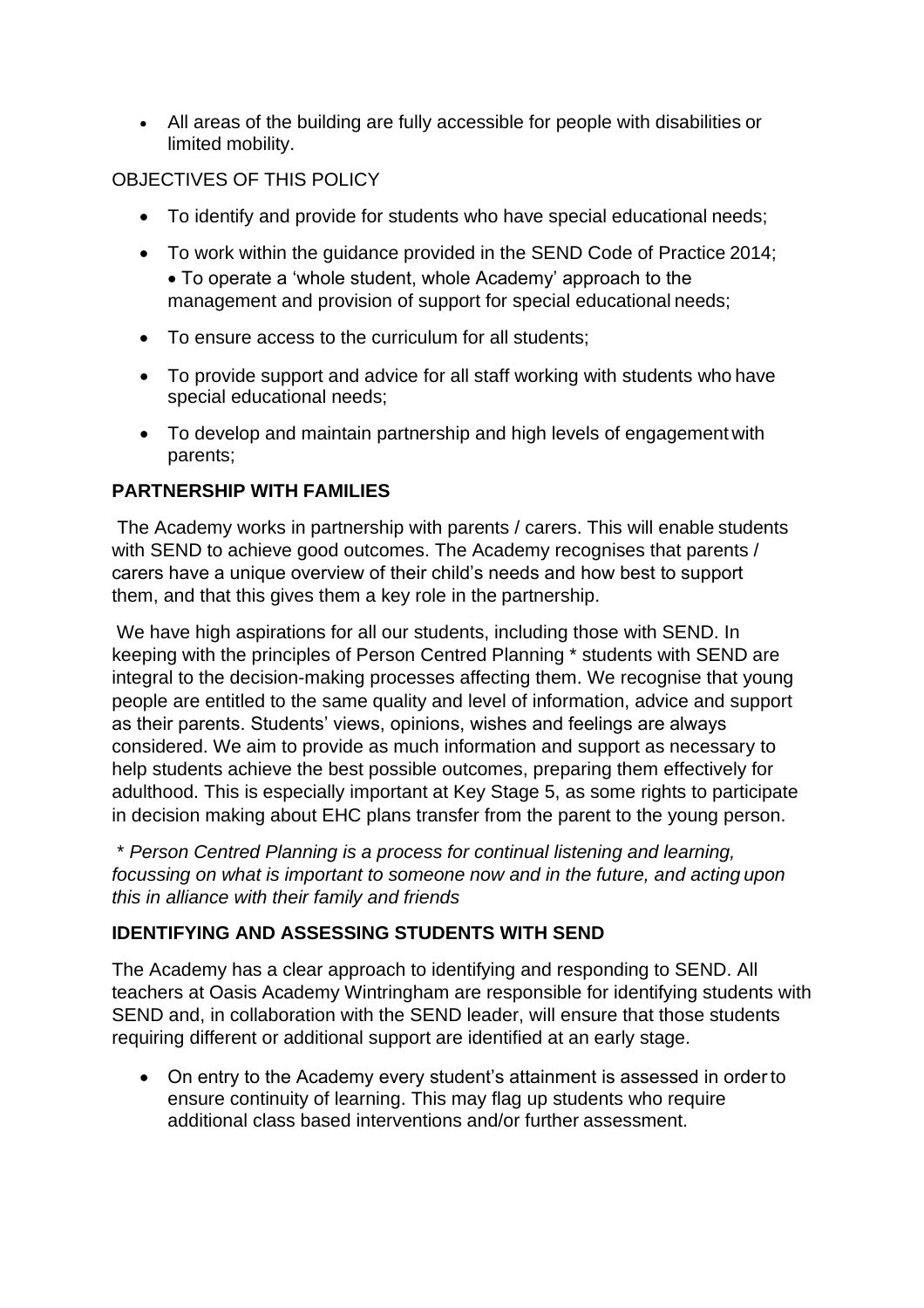- All areas of the building are fully accessible for people with disabilities or limited mobility.

OBJECTIVES OF THIS POLICY

- To identify and provide for students who have special educational needs;
- To work within the guidance provided in the SEND Code of Practice 2014;
- To operate a 'whole student, whole Academy' approach to the management and provision of support for special educational needs;
- To ensure access to the curriculum for all students;
- To provide support and advice for all staff working with students who have special educational needs;
- To develop and maintain partnership and high levels of engagement with parents;

**PARTNERSHIP WITH FAMILIES**

The Academy works in partnership with parents / carers. This will enable students with SEND to achieve good outcomes. The Academy recognises that parents / carers have a unique overview of their child's needs and how best to support them, and that this gives them a key role in the partnership.

We have high aspirations for all our students, including those with SEND. In keeping with the principles of Person Centred Planning * students with SEND are integral to the decision-making processes affecting them. We recognise that young people are entitled to the same quality and level of information, advice and support as their parents. Students' views, opinions, wishes and feelings are always considered. We aim to provide as much information and support as necessary to help students achieve the best possible outcomes, preparing them effectively for adulthood. This is especially important at Key Stage 5, as some rights to participate in decision making about EHC plans transfer from the parent to the young person.

*\* Person Centred Planning is a process for continual listening and learning, focussing on what is important to someone now and in the future, and acting upon this in alliance with their family and friends*

**IDENTIFYING AND ASSESSING STUDENTS WITH SEND**

The Academy has a clear approach to identifying and responding to SEND. All teachers at Oasis Academy Wintringham are responsible for identifying students with SEND and, in collaboration with the SEND leader, will ensure that those students requiring different or additional support are identified at an early stage.

- On entry to the Academy every student's attainment is assessed in order to ensure continuity of learning. This may flag up students who require additional class based interventions and/or further assessment.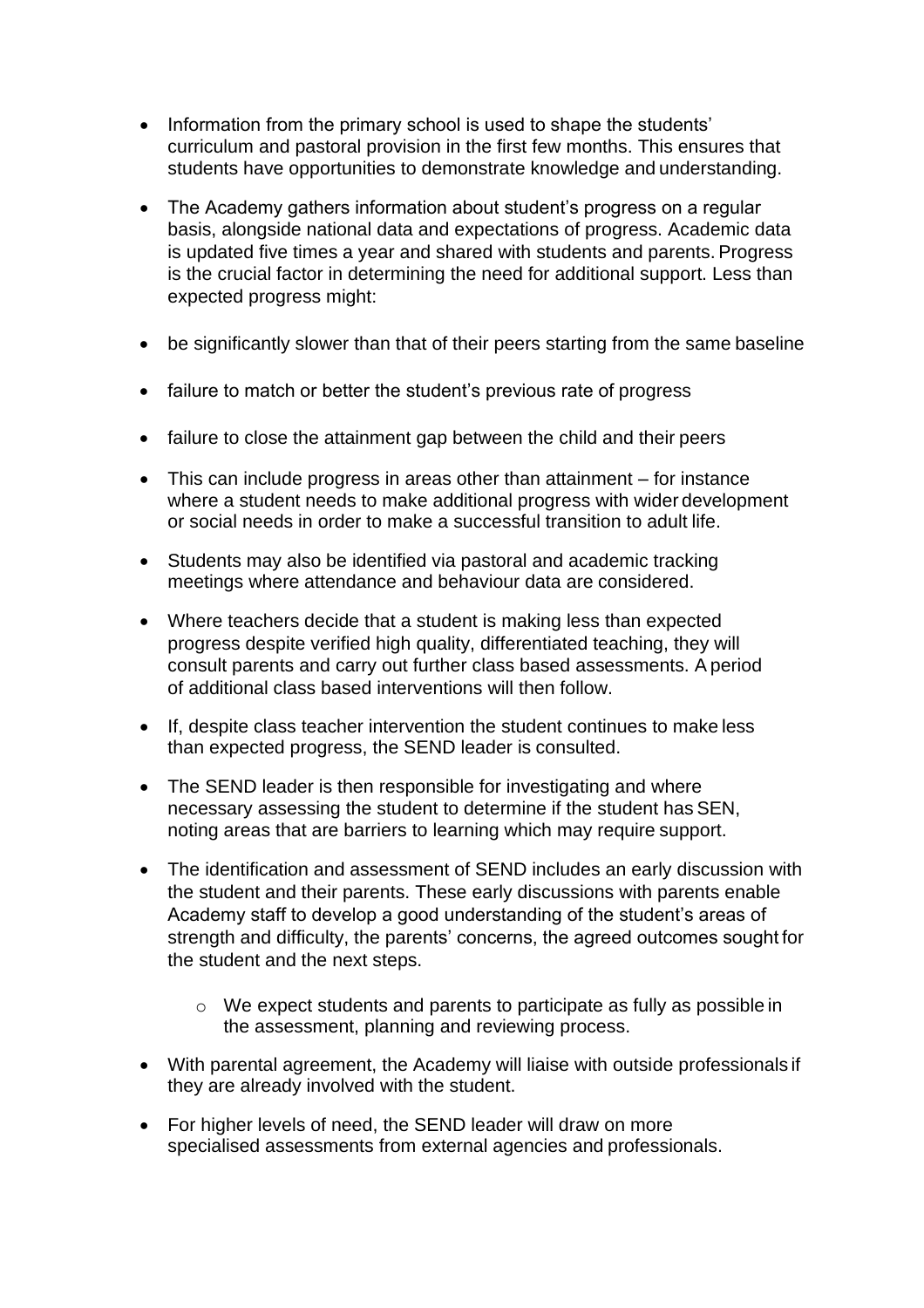- Information from the primary school is used to shape the students' curriculum and pastoral provision in the first few months. This ensures that students have opportunities to demonstrate knowledge and understanding.

- The Academy gathers information about student's progress on a regular basis, alongside national data and expectations of progress. Academic data is updated five times a year and shared with students and parents. Progress is the crucial factor in determining the need for additional support. Less than expected progress might:

- be significantly slower than that of their peers starting from the same baseline

- failure to match or better the student's previous rate of progress

- failure to close the attainment gap between the child and their peers

- This can include progress in areas other than attainment – for instance where a student needs to make additional progress with wider development or social needs in order to make a successful transition to adult life.

- Students may also be identified via pastoral and academic tracking meetings where attendance and behaviour data are considered.

- Where teachers decide that a student is making less than expected progress despite verified high quality, differentiated teaching, they will consult parents and carry out further class based assessments. A period of additional class based interventions will then follow.

- If, despite class teacher intervention the student continues to make less than expected progress, the SEND leader is consulted.

- The SEND leader is then responsible for investigating and where necessary assessing the student to determine if the student has SEN, noting areas that are barriers to learning which may require support.

- The identification and assessment of SEND includes an early discussion with the student and their parents. These early discussions with parents enable Academy staff to develop a good understanding of the student's areas of strength and difficulty, the parents' concerns, the agreed outcomes sought for the student and the next steps.

    - We expect students and parents to participate as fully as possible in the assessment, planning and reviewing process.

- With parental agreement, the Academy will liaise with outside professionals if they are already involved with the student.

- For higher levels of need, the SEND leader will draw on more specialised assessments from external agencies and professionals.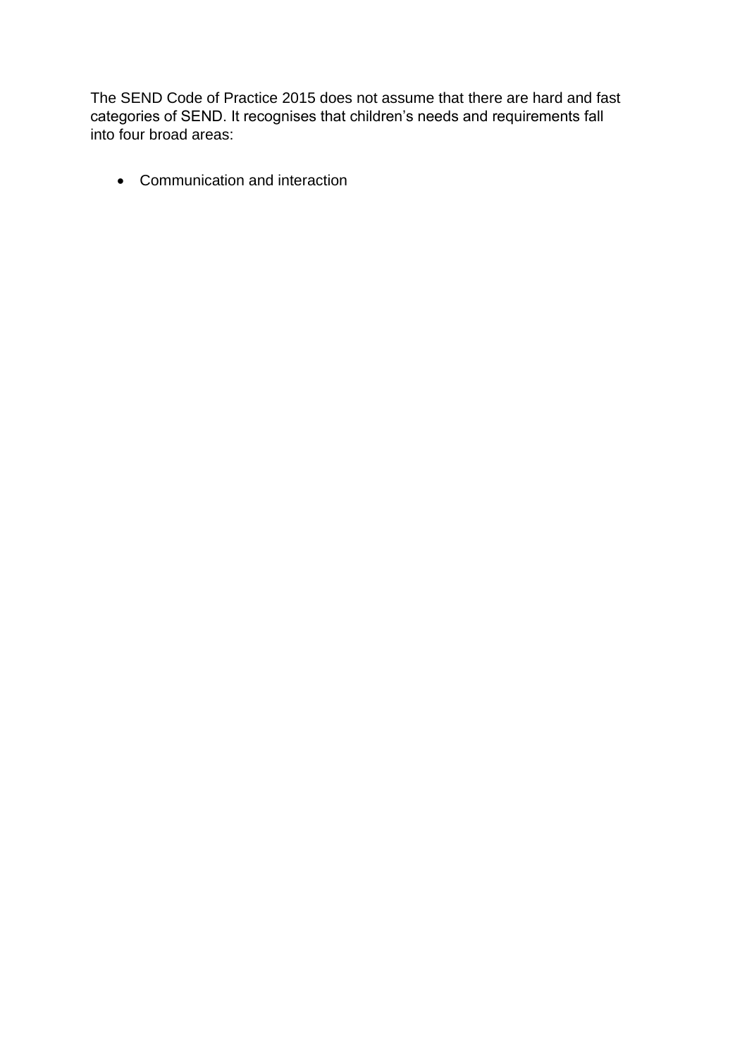The SEND Code of Practice 2015 does not assume that there are hard and fast categories of SEND. It recognises that children's needs and requirements fall into four broad areas:

- Communication and interaction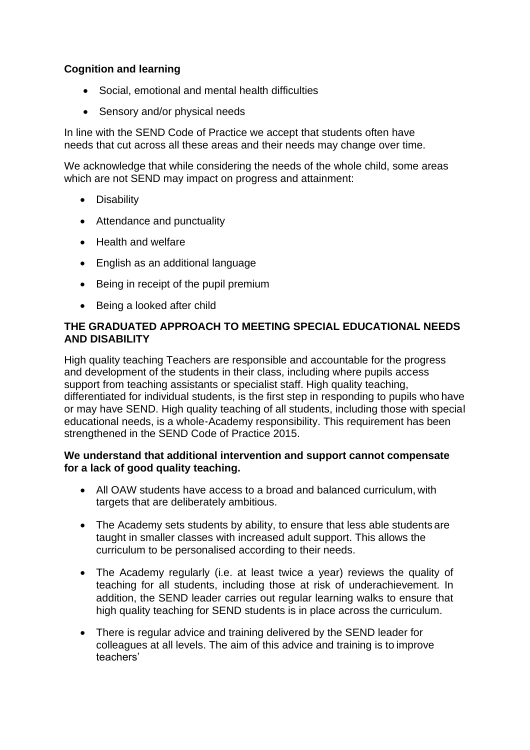**Cognition and learning**

- Social, emotional and mental health difficulties
- Sensory and/or physical needs

In line with the SEND Code of Practice we accept that students often have needs that cut across all these areas and their needs may change over time.

We acknowledge that while considering the needs of the whole child, some areas which are not SEND may impact on progress and attainment:

- Disability
- Attendance and punctuality
- Health and welfare
- English as an additional language
- Being in receipt of the pupil premium
- Being a looked after child

**THE GRADUATED APPROACH TO MEETING SPECIAL EDUCATIONAL NEEDS AND DISABILITY**

High quality teaching Teachers are responsible and accountable for the progress and development of the students in their class, including where pupils access support from teaching assistants or specialist staff. High quality teaching, differentiated for individual students, is the first step in responding to pupils who have or may have SEND. High quality teaching of all students, including those with special educational needs, is a whole-Academy responsibility. This requirement has been strengthened in the SEND Code of Practice 2015.

**We understand that additional intervention and support cannot compensate for a lack of good quality teaching.**

- All OAW students have access to a broad and balanced curriculum, with targets that are deliberately ambitious.
- The Academy sets students by ability, to ensure that less able students are taught in smaller classes with increased adult support. This allows the curriculum to be personalised according to their needs.
- The Academy regularly (i.e. at least twice a year) reviews the quality of teaching for all students, including those at risk of underachievement. In addition, the SEND leader carries out regular learning walks to ensure that high quality teaching for SEND students is in place across the curriculum.
- There is regular advice and training delivered by the SEND leader for colleagues at all levels. The aim of this advice and training is to improve teachers'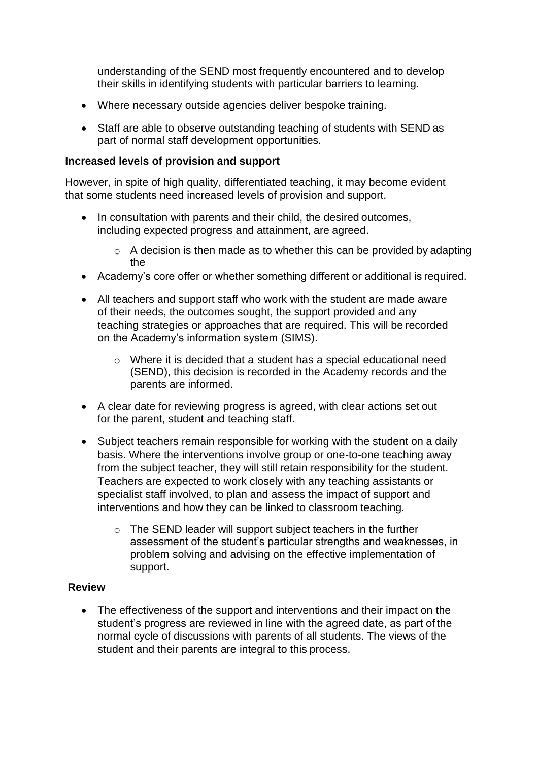understanding of the SEND most frequently encountered and to develop their skills in identifying students with particular barriers to learning.

- Where necessary outside agencies deliver bespoke training.

- Staff are able to observe outstanding teaching of students with SEND as part of normal staff development opportunities.

**Increased levels of provision and support**

However, in spite of high quality, differentiated teaching, it may become evident that some students need increased levels of provision and support.

- In consultation with parents and their child, the desired outcomes, including expected progress and attainment, are agreed.
  - A decision is then made as to whether this can be provided by adapting the
- Academy's core offer or whether something different or additional is required.

- All teachers and support staff who work with the student are made aware of their needs, the outcomes sought, the support provided and any teaching strategies or approaches that are required. This will be recorded on the Academy's information system (SIMS).
  - Where it is decided that a student has a special educational need (SEND), this decision is recorded in the Academy records and the parents are informed.

- A clear date for reviewing progress is agreed, with clear actions set out for the parent, student and teaching staff.

- Subject teachers remain responsible for working with the student on a daily basis. Where the interventions involve group or one-to-one teaching away from the subject teacher, they will still retain responsibility for the student. Teachers are expected to work closely with any teaching assistants or specialist staff involved, to plan and assess the impact of support and interventions and how they can be linked to classroom teaching.
  - The SEND leader will support subject teachers in the further assessment of the student's particular strengths and weaknesses, in problem solving and advising on the effective implementation of support.

**Review**

- The effectiveness of the support and interventions and their impact on the student's progress are reviewed in line with the agreed date, as part of the normal cycle of discussions with parents of all students. The views of the student and their parents are integral to this process.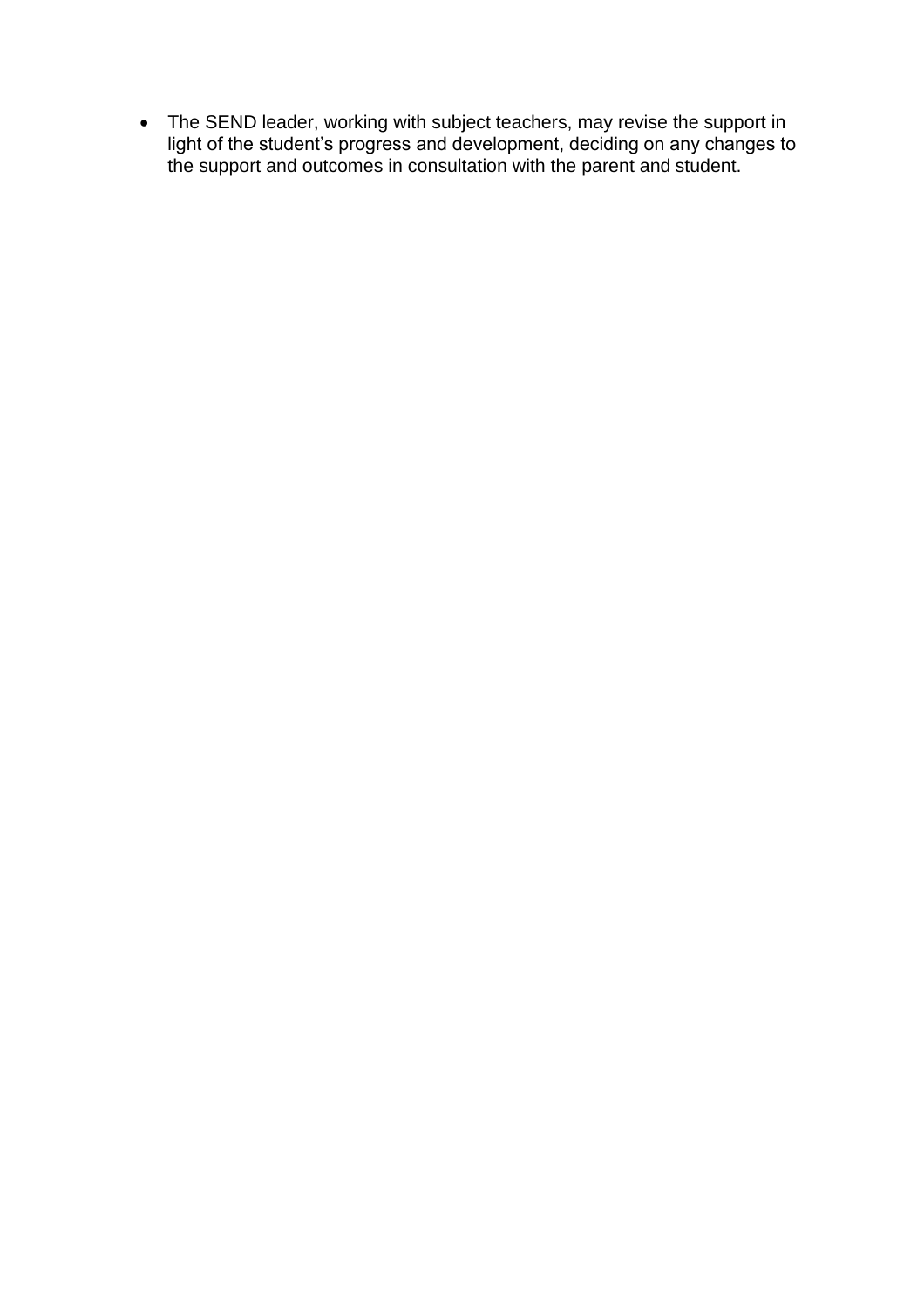- The SEND leader, working with subject teachers, may revise the support in light of the student's progress and development, deciding on any changes to the support and outcomes in consultation with the parent and student.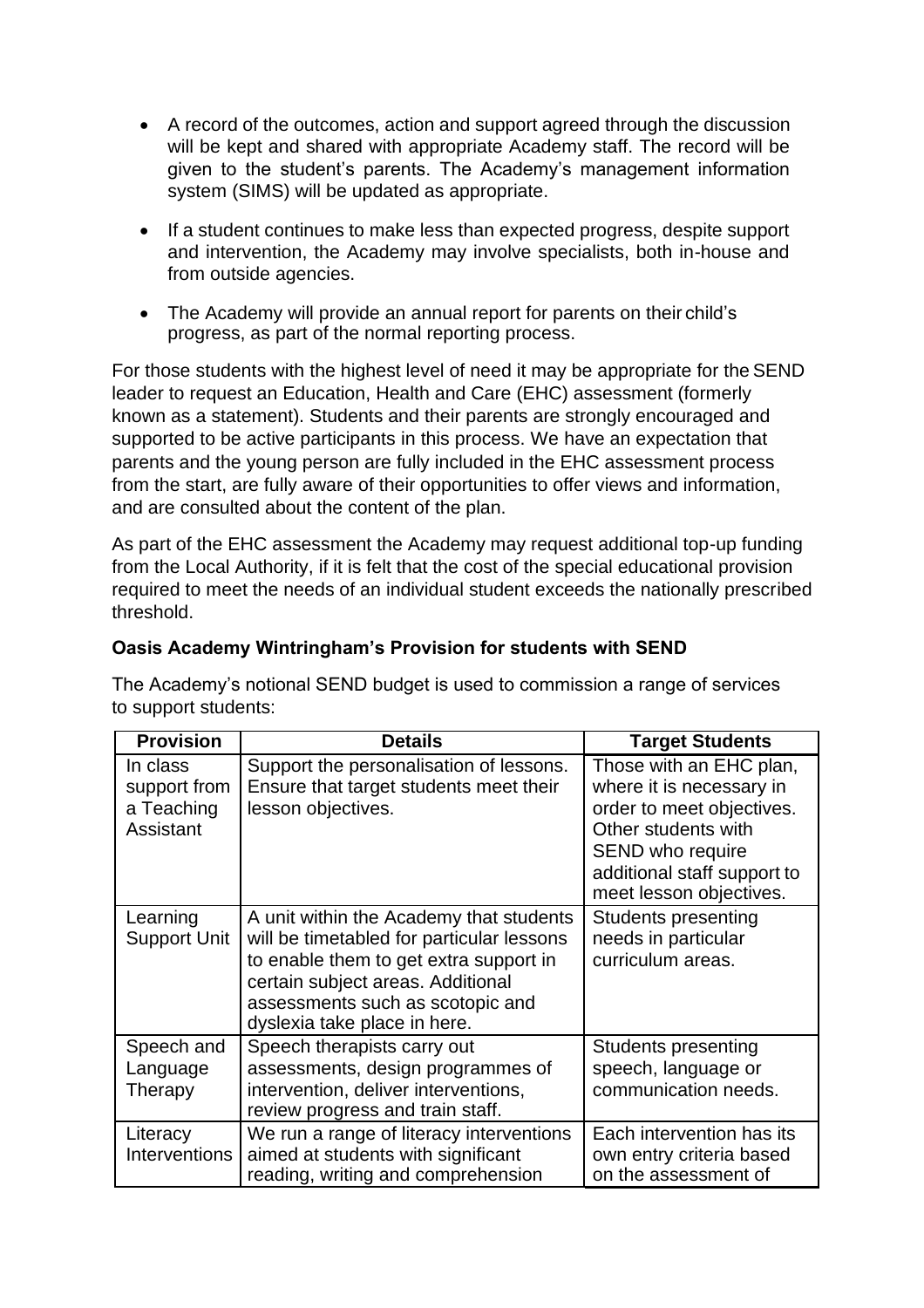- A record of the outcomes, action and support agreed through the discussion will be kept and shared with appropriate Academy staff. The record will be given to the student's parents. The Academy's management information system (SIMS) will be updated as appropriate.

- If a student continues to make less than expected progress, despite support and intervention, the Academy may involve specialists, both in-house and from outside agencies.

- The Academy will provide an annual report for parents on their child's progress, as part of the normal reporting process.

For those students with the highest level of need it may be appropriate for the SEND leader to request an Education, Health and Care (EHC) assessment (formerly known as a statement). Students and their parents are strongly encouraged and supported to be active participants in this process. We have an expectation that parents and the young person are fully included in the EHC assessment process from the start, are fully aware of their opportunities to offer views and information, and are consulted about the content of the plan.

As part of the EHC assessment the Academy may request additional top-up funding from the Local Authority, if it is felt that the cost of the special educational provision required to meet the needs of an individual student exceeds the nationally prescribed threshold.

**Oasis Academy Wintringham's Provision for students with SEND**

The Academy's notional SEND budget is used to commission a range of services to support students:

| Provision | Details | Target Students |
|---|---|---|
| In class support from a Teaching Assistant | Support the personalisation of lessons. Ensure that target students meet their lesson objectives. | Those with an EHC plan, where it is necessary in order to meet objectives. Other students with SEND who require additional staff support to meet lesson objectives. |
| Learning Support Unit | A unit within the Academy that students will be timetabled for particular lessons to enable them to get extra support in certain subject areas. Additional assessments such as scotopic and dyslexia take place in here. | Students presenting needs in particular curriculum areas. |
| Speech and Language Therapy | Speech therapists carry out assessments, design programmes of intervention, deliver interventions, review progress and train staff. | Students presenting speech, language or communication needs. |
| Literacy Interventions | We run a range of literacy interventions aimed at students with significant reading, writing and comprehension | Each intervention has its own entry criteria based on the assessment of |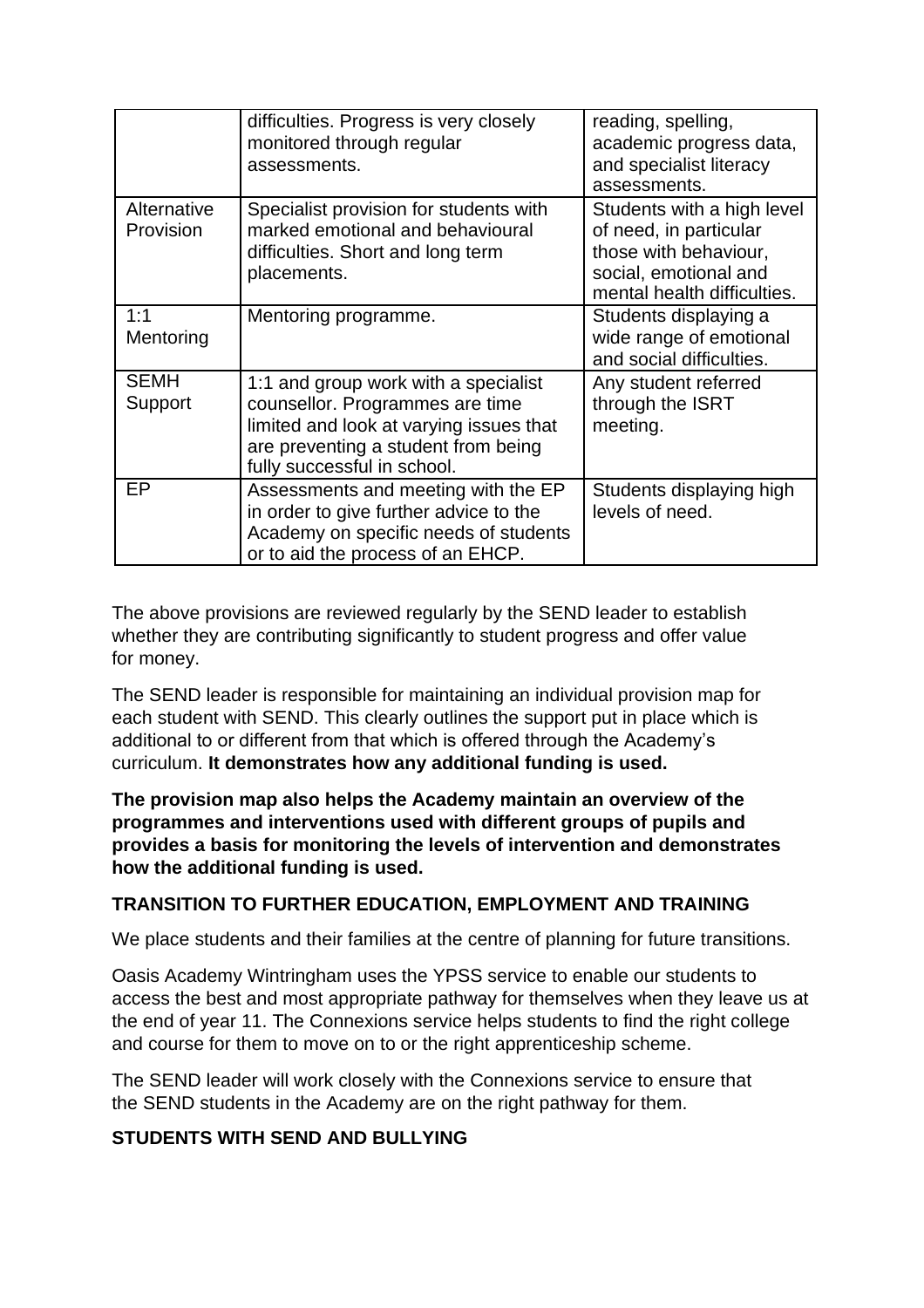|  |  |  |
|---|---|---|
|  | difficulties. Progress is very closely monitored through regular assessments. | reading, spelling, academic progress data, and specialist literacy assessments. |
| Alternative Provision | Specialist provision for students with marked emotional and behavioural difficulties. Short and long term placements. | Students with a high level of need, in particular those with behaviour, social, emotional and mental health difficulties. |
| 1:1 Mentoring | Mentoring programme. | Students displaying a wide range of emotional and social difficulties. |
| SEMH Support | 1:1 and group work with a specialist counsellor. Programmes are time limited and look at varying issues that are preventing a student from being fully successful in school. | Any student referred through the ISRT meeting. |
| EP | Assessments and meeting with the EP in order to give further advice to the Academy on specific needs of students or to aid the process of an EHCP. | Students displaying high levels of need. |

The above provisions are reviewed regularly by the SEND leader to establish whether they are contributing significantly to student progress and offer value for money.

The SEND leader is responsible for maintaining an individual provision map for each student with SEND. This clearly outlines the support put in place which is additional to or different from that which is offered through the Academy's curriculum. **It demonstrates how any additional funding is used.**

**The provision map also helps the Academy maintain an overview of the programmes and interventions used with different groups of pupils and provides a basis for monitoring the levels of intervention and demonstrates how the additional funding is used.**

## TRANSITION TO FURTHER EDUCATION, EMPLOYMENT AND TRAINING

We place students and their families at the centre of planning for future transitions.

Oasis Academy Wintringham uses the YPSS service to enable our students to access the best and most appropriate pathway for themselves when they leave us at the end of year 11. The Connexions service helps students to find the right college and course for them to move on to or the right apprenticeship scheme.

The SEND leader will work closely with the Connexions service to ensure that the SEND students in the Academy are on the right pathway for them.

## STUDENTS WITH SEND AND BULLYING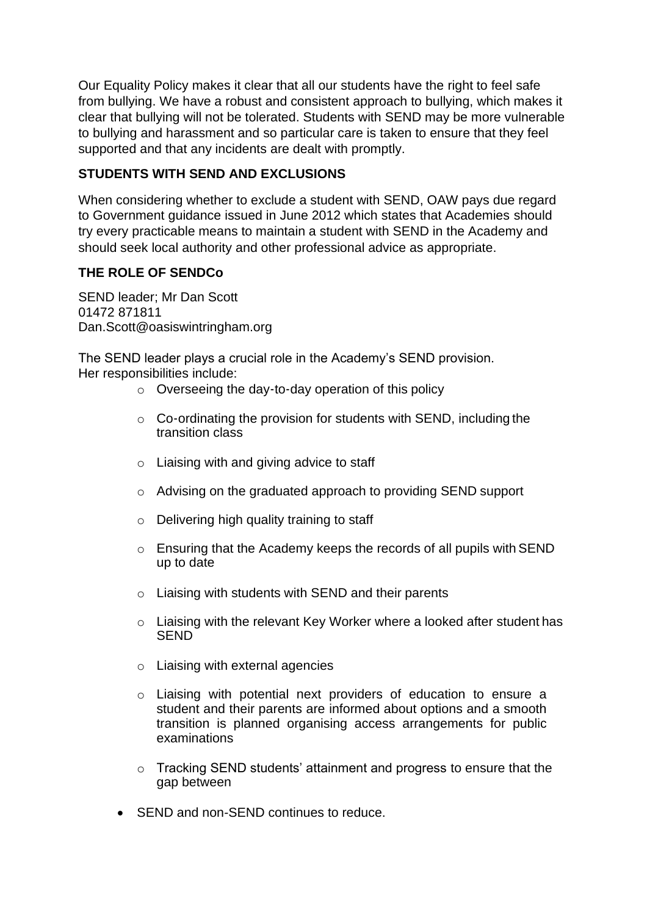Our Equality Policy makes it clear that all our students have the right to feel safe from bullying. We have a robust and consistent approach to bullying, which makes it clear that bullying will not be tolerated. Students with SEND may be more vulnerable to bullying and harassment and so particular care is taken to ensure that they feel supported and that any incidents are dealt with promptly.

**STUDENTS WITH SEND AND EXCLUSIONS**

When considering whether to exclude a student with SEND, OAW pays due regard to Government guidance issued in June 2012 which states that Academies should try every practicable means to maintain a student with SEND in the Academy and should seek local authority and other professional advice as appropriate.

**THE ROLE OF SENDCo**

SEND leader; Mr Dan Scott
01472 871811
Dan.Scott@oasiswintringham.org

The SEND leader plays a crucial role in the Academy's SEND provision.
Her responsibilities include:

- Overseeing the day-to-day operation of this policy
- Co-ordinating the provision for students with SEND, including the transition class
- Liaising with and giving advice to staff
- Advising on the graduated approach to providing SEND support
- Delivering high quality training to staff
- Ensuring that the Academy keeps the records of all pupils with SEND up to date
- Liaising with students with SEND and their parents
- Liaising with the relevant Key Worker where a looked after student has SEND
- Liaising with external agencies
- Liaising with potential next providers of education to ensure a student and their parents are informed about options and a smooth transition is planned organising access arrangements for public examinations
- Tracking SEND students' attainment and progress to ensure that the gap between

- SEND and non-SEND continues to reduce.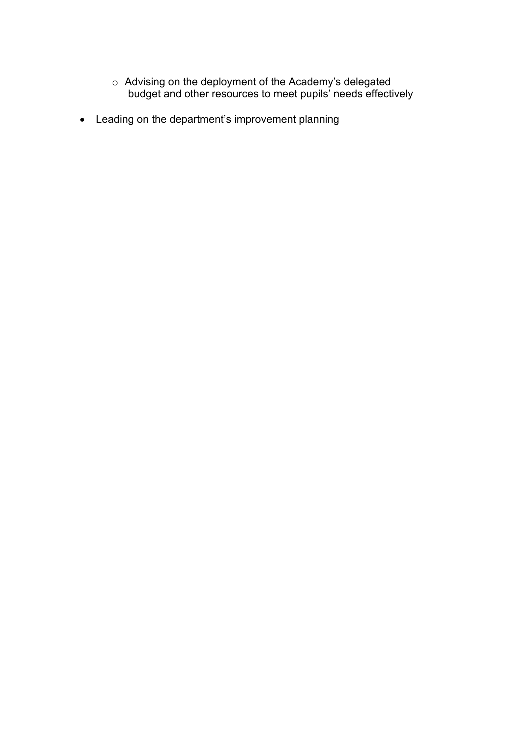- Advising on the deployment of the Academy's delegated budget and other resources to meet pupils' needs effectively

- Leading on the department's improvement planning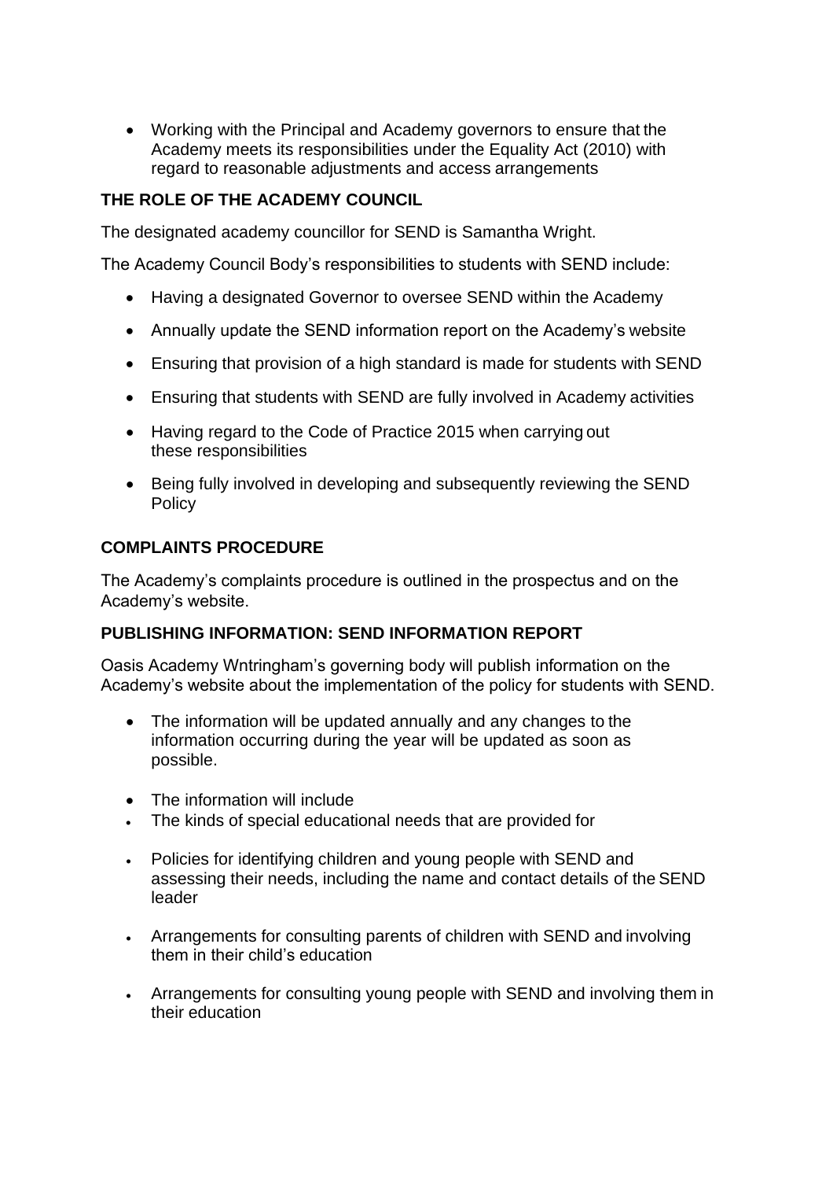- Working with the Principal and Academy governors to ensure that the Academy meets its responsibilities under the Equality Act (2010) with regard to reasonable adjustments and access arrangements

**THE ROLE OF THE ACADEMY COUNCIL**

The designated academy councillor for SEND is Samantha Wright.

The Academy Council Body's responsibilities to students with SEND include:

- Having a designated Governor to oversee SEND within the Academy
- Annually update the SEND information report on the Academy's website
- Ensuring that provision of a high standard is made for students with SEND
- Ensuring that students with SEND are fully involved in Academy activities
- Having regard to the Code of Practice 2015 when carrying out these responsibilities
- Being fully involved in developing and subsequently reviewing the SEND Policy

**COMPLAINTS PROCEDURE**

The Academy's complaints procedure is outlined in the prospectus and on the Academy's website.

**PUBLISHING INFORMATION: SEND INFORMATION REPORT**

Oasis Academy Wntringham's governing body will publish information on the Academy's website about the implementation of the policy for students with SEND.

- The information will be updated annually and any changes to the information occurring during the year will be updated as soon as possible.
- The information will include
- The kinds of special educational needs that are provided for
- Policies for identifying children and young people with SEND and assessing their needs, including the name and contact details of the SEND leader
- Arrangements for consulting parents of children with SEND and involving them in their child's education
- Arrangements for consulting young people with SEND and involving them in their education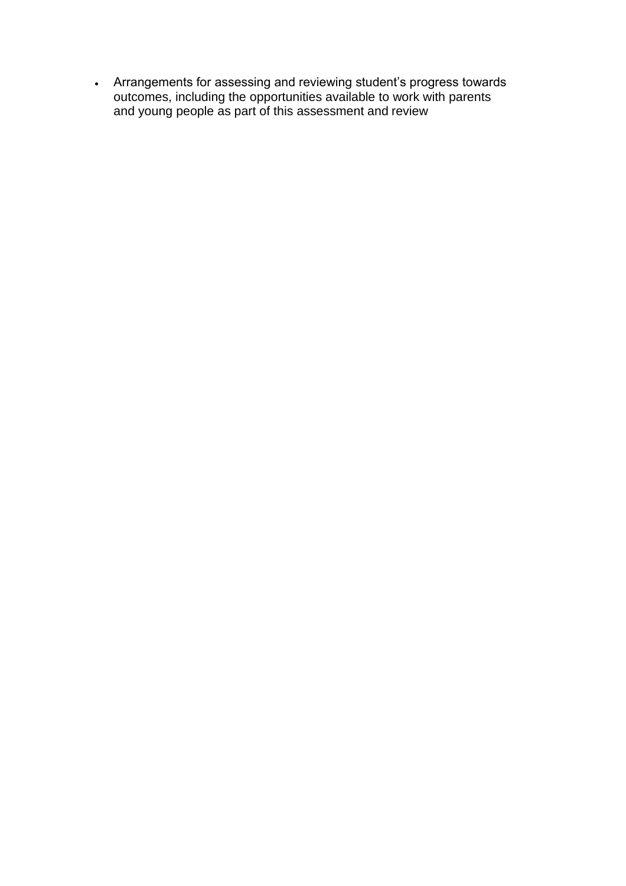- Arrangements for assessing and reviewing student's progress towards outcomes, including the opportunities available to work with parents and young people as part of this assessment and review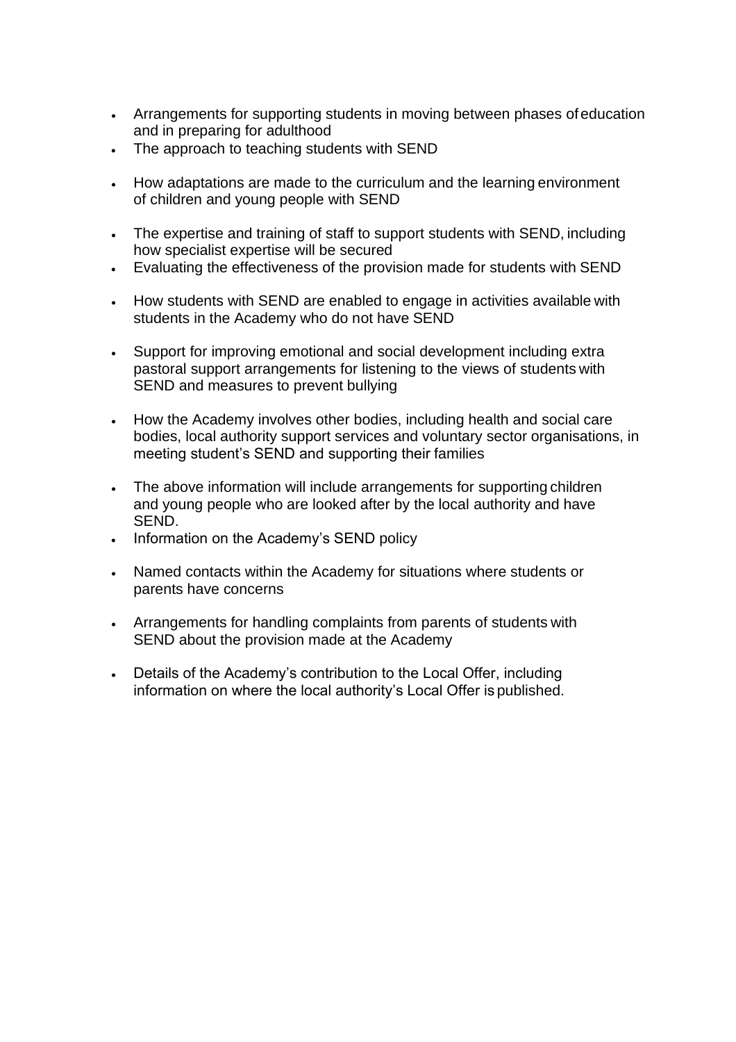- Arrangements for supporting students in moving between phases of education and in preparing for adulthood
- The approach to teaching students with SEND
- How adaptations are made to the curriculum and the learning environment of children and young people with SEND
- The expertise and training of staff to support students with SEND, including how specialist expertise will be secured
- Evaluating the effectiveness of the provision made for students with SEND
- How students with SEND are enabled to engage in activities available with students in the Academy who do not have SEND
- Support for improving emotional and social development including extra pastoral support arrangements for listening to the views of students with SEND and measures to prevent bullying
- How the Academy involves other bodies, including health and social care bodies, local authority support services and voluntary sector organisations, in meeting student's SEND and supporting their families
- The above information will include arrangements for supporting children and young people who are looked after by the local authority and have SEND.
- Information on the Academy's SEND policy
- Named contacts within the Academy for situations where students or parents have concerns
- Arrangements for handling complaints from parents of students with SEND about the provision made at the Academy
- Details of the Academy's contribution to the Local Offer, including information on where the local authority's Local Offer is published.